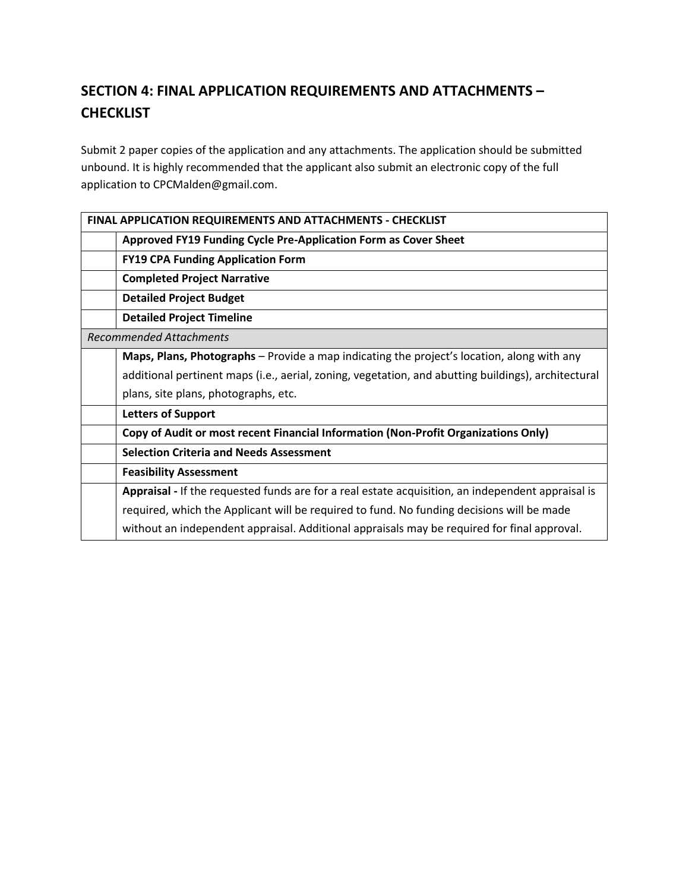## SECTION 4: FINAL APPLICATION REQUIREMENTS AND ATTACHMENTS – CHECKLIST

Submit 2 paper copies of the application and any attachments. The application should be submitted unbound. It is highly recommended that the applicant also submit an electronic copy of the full application to CPCMalden@gmail.com.

| FINAL APPLICATION REQUIREMENTS AND ATTACHMENTS - CHECKLIST | |
|---|---|
| | **Approved FY19 Funding Cycle Pre-Application Form as Cover Sheet** |
| | **FY19 CPA Funding Application Form** |
| | **Completed Project Narrative** |
| | **Detailed Project Budget** |
| | **Detailed Project Timeline** |
| *Recommended Attachments* | |
| | **Maps, Plans, Photographs** – Provide a map indicating the project's location, along with any additional pertinent maps (i.e., aerial, zoning, vegetation, and abutting buildings), architectural plans, site plans, photographs, etc. |
| | **Letters of Support** |
| | **Copy of Audit or most recent Financial Information (Non-Profit Organizations Only)** |
| | **Selection Criteria and Needs Assessment** |
| | **Feasibility Assessment** |
| | **Appraisal -** If the requested funds are for a real estate acquisition, an independent appraisal is required, which the Applicant will be required to fund. No funding decisions will be made without an independent appraisal. Additional appraisals may be required for final approval. |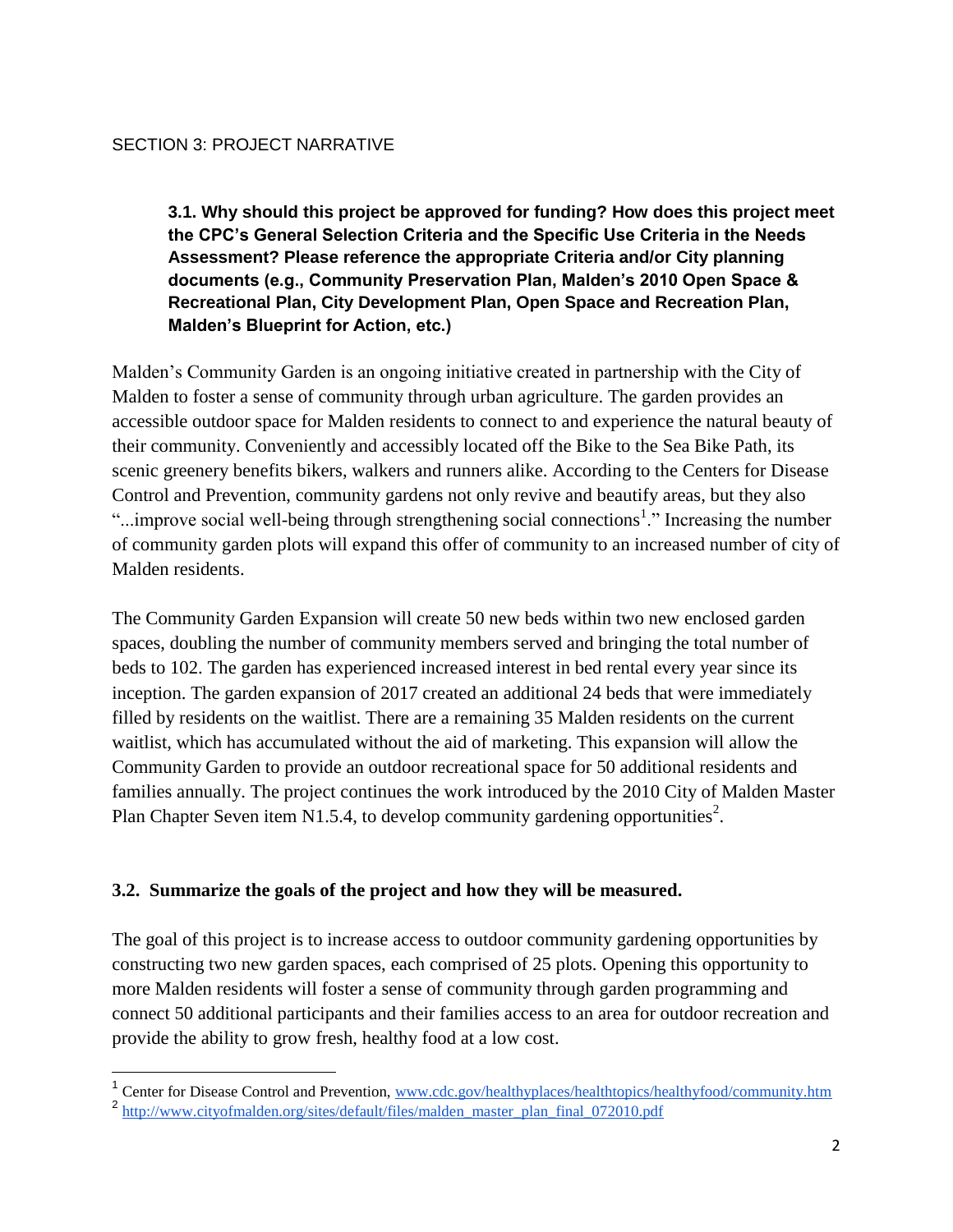## SECTION 3: PROJECT NARRATIVE

**3.1. Why should this project be approved for funding? How does this project meet the CPC's General Selection Criteria and the Specific Use Criteria in the Needs Assessment? Please reference the appropriate Criteria and/or City planning documents (e.g., Community Preservation Plan, Malden's 2010 Open Space & Recreational Plan, City Development Plan, Open Space and Recreation Plan, Malden's Blueprint for Action, etc.)**

Malden's Community Garden is an ongoing initiative created in partnership with the City of Malden to foster a sense of community through urban agriculture. The garden provides an accessible outdoor space for Malden residents to connect to and experience the natural beauty of their community. Conveniently and accessibly located off the Bike to the Sea Bike Path, its scenic greenery benefits bikers, walkers and runners alike. According to the Centers for Disease Control and Prevention, community gardens not only revive and beautify areas, but they also "...improve social well-being through strengthening social connections[1]." Increasing the number of community garden plots will expand this offer of community to an increased number of city of Malden residents.

The Community Garden Expansion will create 50 new beds within two new enclosed garden spaces, doubling the number of community members served and bringing the total number of beds to 102. The garden has experienced increased interest in bed rental every year since its inception. The garden expansion of 2017 created an additional 24 beds that were immediately filled by residents on the waitlist. There are a remaining 35 Malden residents on the current waitlist, which has accumulated without the aid of marketing. This expansion will allow the Community Garden to provide an outdoor recreational space for 50 additional residents and families annually. The project continues the work introduced by the 2010 City of Malden Master Plan Chapter Seven item N1.5.4, to develop community gardening opportunities[2].

### 3.2. Summarize the goals of the project and how they will be measured.

The goal of this project is to increase access to outdoor community gardening opportunities by constructing two new garden spaces, each comprised of 25 plots. Opening this opportunity to more Malden residents will foster a sense of community through garden programming and connect 50 additional participants and their families access to an area for outdoor recreation and provide the ability to grow fresh, healthy food at a low cost.

---

[1] Center for Disease Control and Prevention, www.cdc.gov/healthyplaces/healthtopics/healthyfood/community.htm

[2] http://www.cityofmalden.org/sites/default/files/malden_master_plan_final_072010.pdf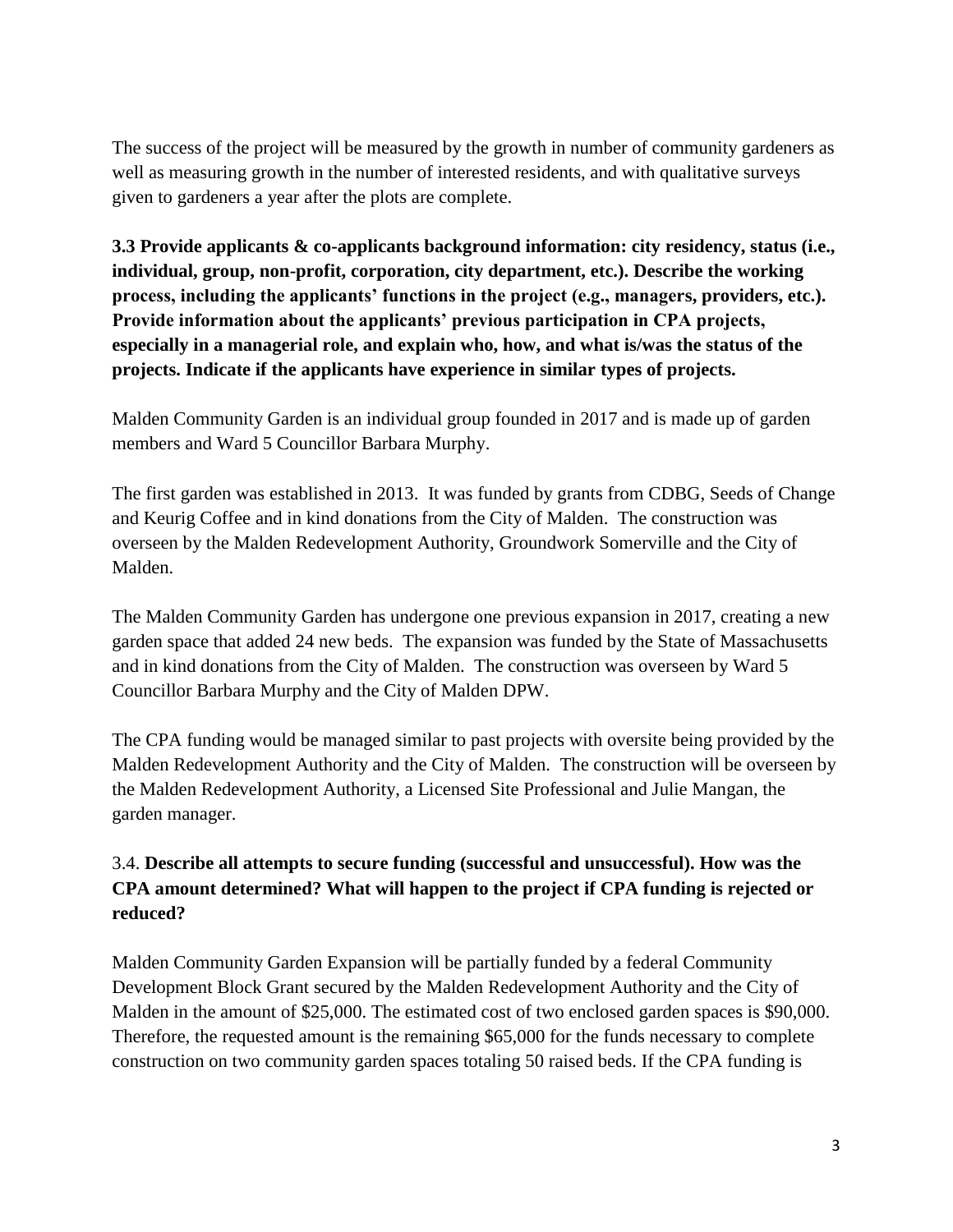The success of the project will be measured by the growth in number of community gardeners as well as measuring growth in the number of interested residents, and with qualitative surveys given to gardeners a year after the plots are complete.

**3.3 Provide applicants & co-applicants background information: city residency, status (i.e., individual, group, non-profit, corporation, city department, etc.). Describe the working process, including the applicants' functions in the project (e.g., managers, providers, etc.). Provide information about the applicants' previous participation in CPA projects, especially in a managerial role, and explain who, how, and what is/was the status of the projects. Indicate if the applicants have experience in similar types of projects.**

Malden Community Garden is an individual group founded in 2017 and is made up of garden members and Ward 5 Councillor Barbara Murphy.

The first garden was established in 2013. It was funded by grants from CDBG, Seeds of Change and Keurig Coffee and in kind donations from the City of Malden. The construction was overseen by the Malden Redevelopment Authority, Groundwork Somerville and the City of Malden.

The Malden Community Garden has undergone one previous expansion in 2017, creating a new garden space that added 24 new beds. The expansion was funded by the State of Massachusetts and in kind donations from the City of Malden. The construction was overseen by Ward 5 Councillor Barbara Murphy and the City of Malden DPW.

The CPA funding would be managed similar to past projects with oversite being provided by the Malden Redevelopment Authority and the City of Malden. The construction will be overseen by the Malden Redevelopment Authority, a Licensed Site Professional and Julie Mangan, the garden manager.

3.4. **Describe all attempts to secure funding (successful and unsuccessful). How was the CPA amount determined? What will happen to the project if CPA funding is rejected or reduced?**

Malden Community Garden Expansion will be partially funded by a federal Community Development Block Grant secured by the Malden Redevelopment Authority and the City of Malden in the amount of $25,000. The estimated cost of two enclosed garden spaces is $90,000. Therefore, the requested amount is the remaining $65,000 for the funds necessary to complete construction on two community garden spaces totaling 50 raised beds. If the CPA funding is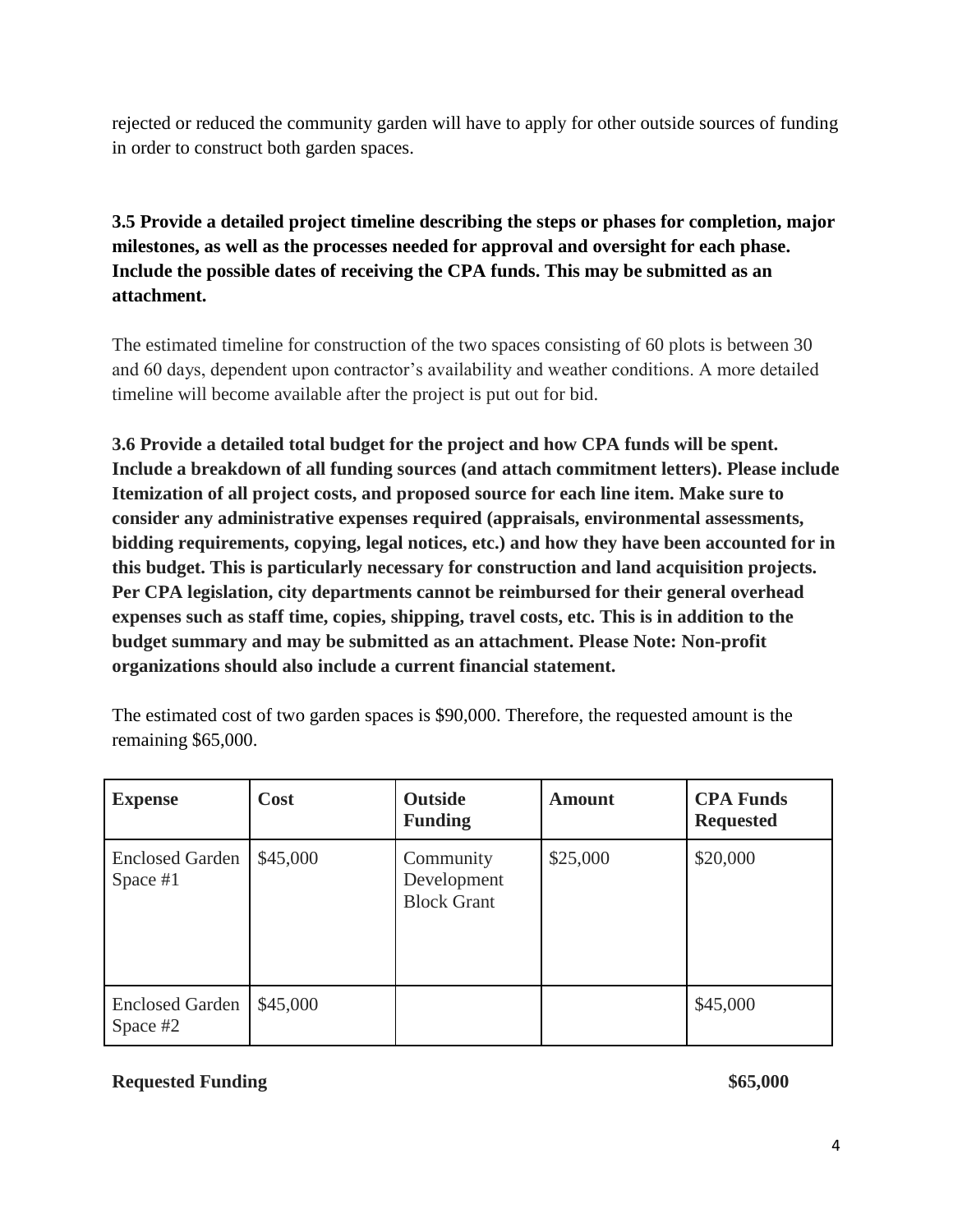rejected or reduced the community garden will have to apply for other outside sources of funding in order to construct both garden spaces.

**3.5 Provide a detailed project timeline describing the steps or phases for completion, major milestones, as well as the processes needed for approval and oversight for each phase. Include the possible dates of receiving the CPA funds. This may be submitted as an attachment.**

The estimated timeline for construction of the two spaces consisting of 60 plots is between 30 and 60 days, dependent upon contractor's availability and weather conditions. A more detailed timeline will become available after the project is put out for bid.

**3.6 Provide a detailed total budget for the project and how CPA funds will be spent. Include a breakdown of all funding sources (and attach commitment letters). Please include Itemization of all project costs, and proposed source for each line item. Make sure to consider any administrative expenses required (appraisals, environmental assessments, bidding requirements, copying, legal notices, etc.) and how they have been accounted for in this budget. This is particularly necessary for construction and land acquisition projects. Per CPA legislation, city departments cannot be reimbursed for their general overhead expenses such as staff time, copies, shipping, travel costs, etc. This is in addition to the budget summary and may be submitted as an attachment. Please Note: Non-profit organizations should also include a current financial statement.**

The estimated cost of two garden spaces is $90,000. Therefore, the requested amount is the remaining $65,000.

| **Expense** | **Cost** | **Outside Funding** | **Amount** | **CPA Funds Requested** |
|---|---|---|---|---|
| Enclosed Garden Space #1 | $45,000 | Community Development Block Grant | $25,000 | $20,000 |
| Enclosed Garden Space #2 | $45,000 | | | $45,000 |

**Requested Funding** **$65,000**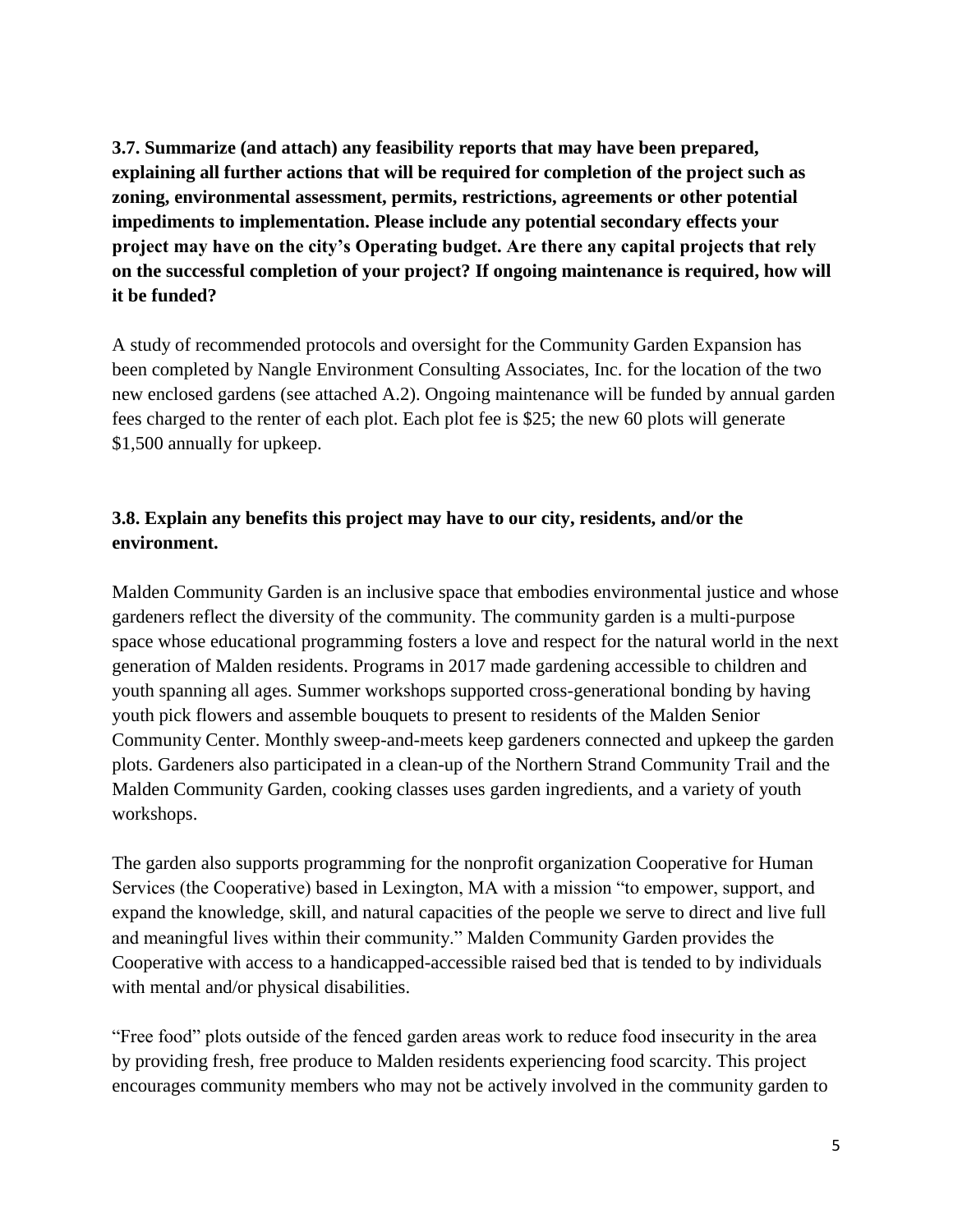**3.7. Summarize (and attach) any feasibility reports that may have been prepared, explaining all further actions that will be required for completion of the project such as zoning, environmental assessment, permits, restrictions, agreements or other potential impediments to implementation. Please include any potential secondary effects your project may have on the city's Operating budget. Are there any capital projects that rely on the successful completion of your project? If ongoing maintenance is required, how will it be funded?**

A study of recommended protocols and oversight for the Community Garden Expansion has been completed by Nangle Environment Consulting Associates, Inc. for the location of the two new enclosed gardens (see attached A.2). Ongoing maintenance will be funded by annual garden fees charged to the renter of each plot. Each plot fee is $25; the new 60 plots will generate $1,500 annually for upkeep.

**3.8. Explain any benefits this project may have to our city, residents, and/or the environment.**

Malden Community Garden is an inclusive space that embodies environmental justice and whose gardeners reflect the diversity of the community. The community garden is a multi-purpose space whose educational programming fosters a love and respect for the natural world in the next generation of Malden residents. Programs in 2017 made gardening accessible to children and youth spanning all ages. Summer workshops supported cross-generational bonding by having youth pick flowers and assemble bouquets to present to residents of the Malden Senior Community Center. Monthly sweep-and-meets keep gardeners connected and upkeep the garden plots. Gardeners also participated in a clean-up of the Northern Strand Community Trail and the Malden Community Garden, cooking classes uses garden ingredients, and a variety of youth workshops.

The garden also supports programming for the nonprofit organization Cooperative for Human Services (the Cooperative) based in Lexington, MA with a mission "to empower, support, and expand the knowledge, skill, and natural capacities of the people we serve to direct and live full and meaningful lives within their community." Malden Community Garden provides the Cooperative with access to a handicapped-accessible raised bed that is tended to by individuals with mental and/or physical disabilities.

"Free food" plots outside of the fenced garden areas work to reduce food insecurity in the area by providing fresh, free produce to Malden residents experiencing food scarcity. This project encourages community members who may not be actively involved in the community garden to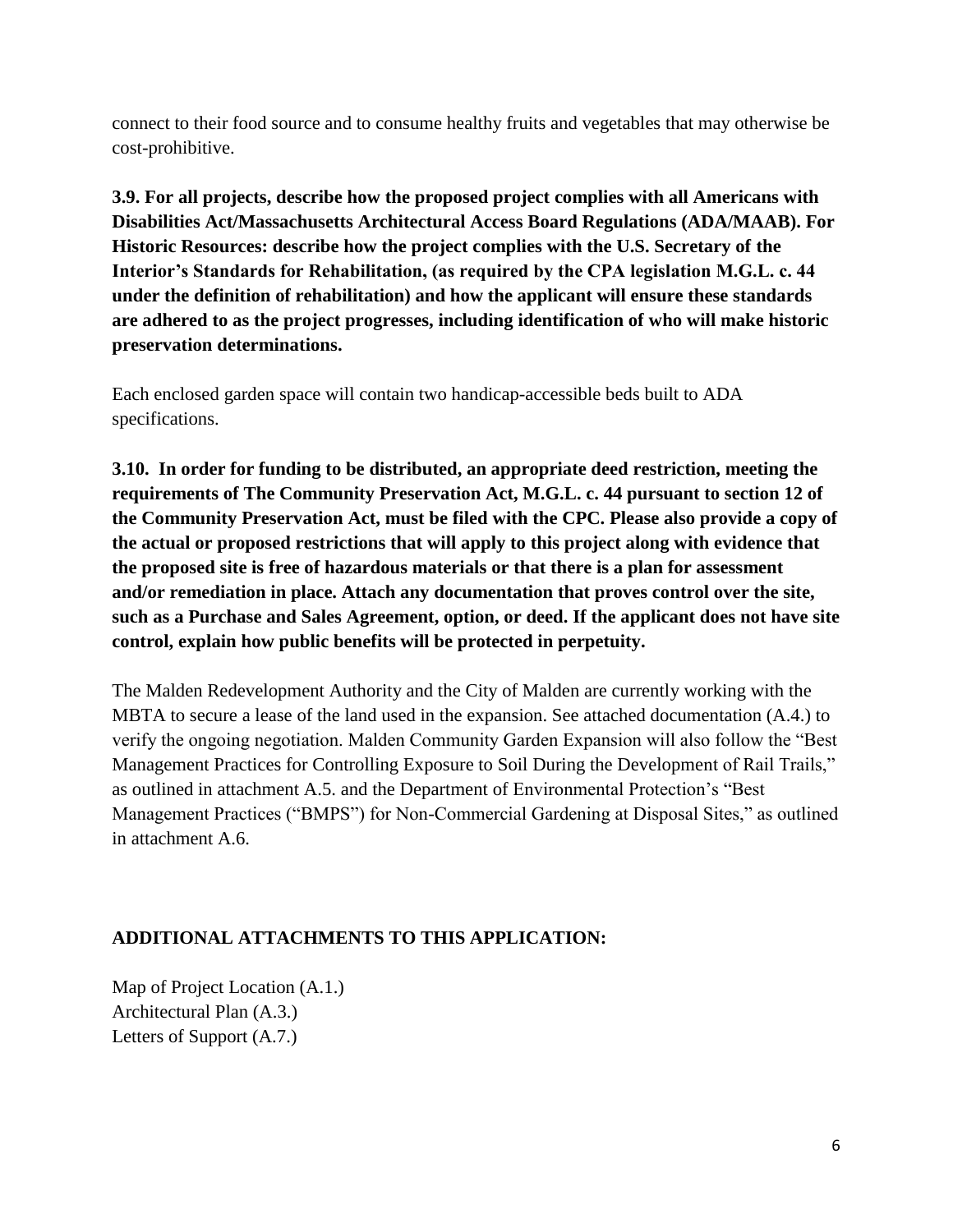connect to their food source and to consume healthy fruits and vegetables that may otherwise be cost-prohibitive.

**3.9. For all projects, describe how the proposed project complies with all Americans with Disabilities Act/Massachusetts Architectural Access Board Regulations (ADA/MAAB). For Historic Resources: describe how the project complies with the U.S. Secretary of the Interior's Standards for Rehabilitation, (as required by the CPA legislation M.G.L. c. 44 under the definition of rehabilitation) and how the applicant will ensure these standards are adhered to as the project progresses, including identification of who will make historic preservation determinations.**

Each enclosed garden space will contain two handicap-accessible beds built to ADA specifications.

**3.10. In order for funding to be distributed, an appropriate deed restriction, meeting the requirements of The Community Preservation Act, M.G.L. c. 44 pursuant to section 12 of the Community Preservation Act, must be filed with the CPC. Please also provide a copy of the actual or proposed restrictions that will apply to this project along with evidence that the proposed site is free of hazardous materials or that there is a plan for assessment and/or remediation in place. Attach any documentation that proves control over the site, such as a Purchase and Sales Agreement, option, or deed. If the applicant does not have site control, explain how public benefits will be protected in perpetuity.**

The Malden Redevelopment Authority and the City of Malden are currently working with the MBTA to secure a lease of the land used in the expansion. See attached documentation (A.4.) to verify the ongoing negotiation. Malden Community Garden Expansion will also follow the "Best Management Practices for Controlling Exposure to Soil During the Development of Rail Trails," as outlined in attachment A.5. and the Department of Environmental Protection's "Best Management Practices ("BMPS") for Non-Commercial Gardening at Disposal Sites," as outlined in attachment A.6.

**ADDITIONAL ATTACHMENTS TO THIS APPLICATION:**

Map of Project Location (A.1.)
Architectural Plan (A.3.)
Letters of Support (A.7.)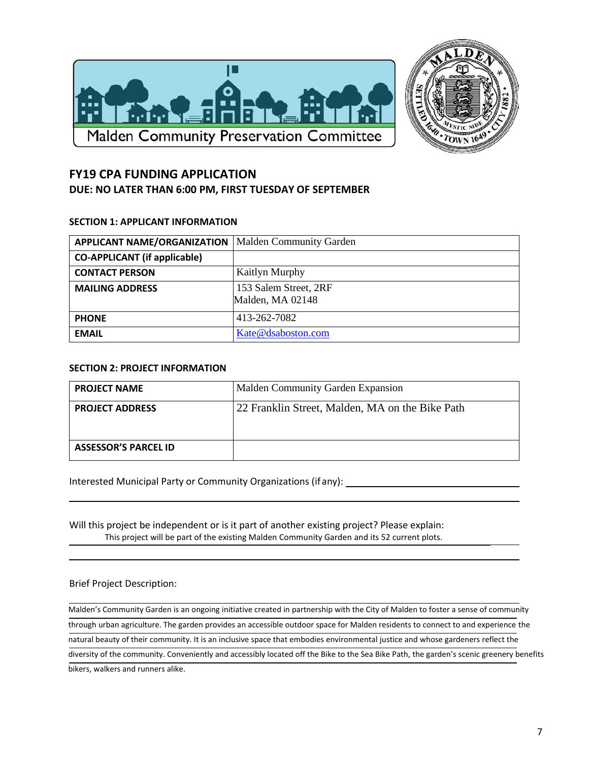Malden Community Preservation Committee

# FY19 CPA FUNDING APPLICATION

## DUE: NO LATER THAN 6:00 PM, FIRST TUESDAY OF SEPTEMBER

### SECTION 1: APPLICANT INFORMATION

| | |
|---|---|
| **APPLICANT NAME/ORGANIZATION** | Malden Community Garden |
| **CO-APPLICANT (if applicable)** | |
| **CONTACT PERSON** | Kaitlyn Murphy |
| **MAILING ADDRESS** | 153 Salem Street, 2RF<br>Malden, MA 02148 |
| **PHONE** | 413-262-7082 |
| **EMAIL** | Kate@dsaboston.com |

### SECTION 2: PROJECT INFORMATION

| | |
|---|---|
| **PROJECT NAME** | Malden Community Garden Expansion |
| **PROJECT ADDRESS** | 22 Franklin Street, Malden, MA on the Bike Path |
| **ASSESSOR'S PARCEL ID** | |

Interested Municipal Party or Community Organizations (if any): ______________________

Will this project be independent or is it part of another existing project? Please explain:

This project will be part of the existing Malden Community Garden and its 52 current plots.

Brief Project Description:

Malden's Community Garden is an ongoing initiative created in partnership with the City of Malden to foster a sense of community through urban agriculture. The garden provides an accessible outdoor space for Malden residents to connect to and experience the natural beauty of their community. It is an inclusive space that embodies environmental justice and whose gardeners reflect the diversity of the community. Conveniently and accessibly located off the Bike to the Sea Bike Path, the garden's scenic greenery benefits bikers, walkers and runners alike.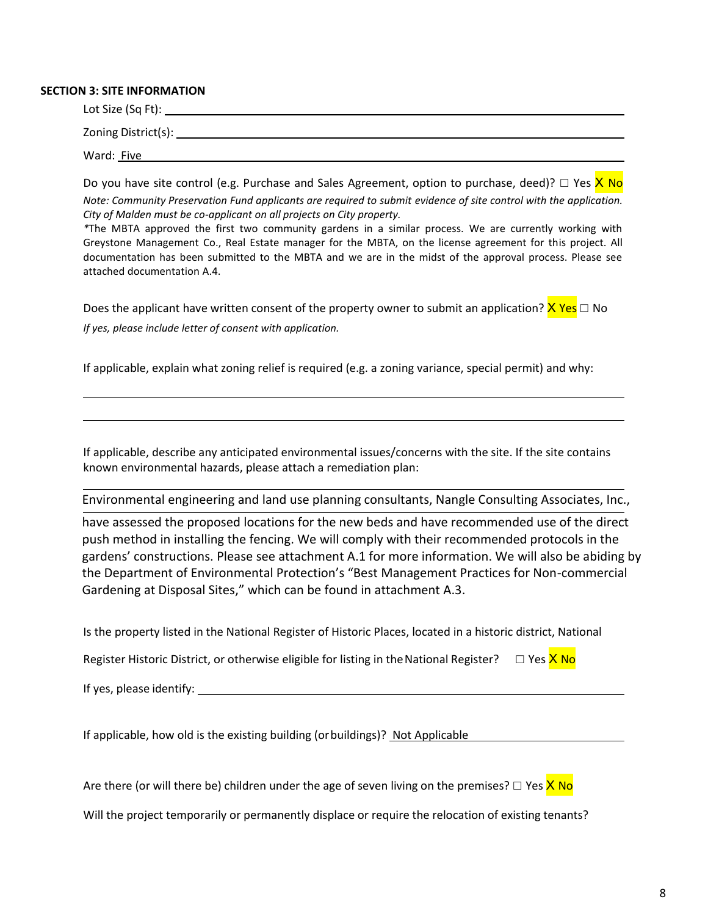**SECTION 3: SITE INFORMATION**

Lot Size (Sq Ft): \_\_\_\_\_\_\_\_\_\_\_\_\_\_\_\_\_\_\_\_

Zoning District(s): \_\_\_\_\_\_\_\_\_\_\_\_\_\_\_\_\_\_\_\_

Ward: Five

Do you have site control (e.g. Purchase and Sales Agreement, option to purchase, deed)? ☐ Yes X No

*Note: Community Preservation Fund applicants are required to submit evidence of site control with the application. City of Malden must be co-applicant on all projects on City property.*

*The MBTA approved the first two community gardens in a similar process. We are currently working with Greystone Management Co., Real Estate manager for the MBTA, on the license agreement for this project. All documentation has been submitted to the MBTA and we are in the midst of the approval process. Please see attached documentation A.4.

Does the applicant have written consent of the property owner to submit an application? X Yes ☐ No

*If yes, please include letter of consent with application.*

If applicable, explain what zoning relief is required (e.g. a zoning variance, special permit) and why:

If applicable, describe any anticipated environmental issues/concerns with the site. If the site contains known environmental hazards, please attach a remediation plan:

Environmental engineering and land use planning consultants, Nangle Consulting Associates, Inc., have assessed the proposed locations for the new beds and have recommended use of the direct push method in installing the fencing. We will comply with their recommended protocols in the gardens' constructions. Please see attachment A.1 for more information. We will also be abiding by the Department of Environmental Protection's "Best Management Practices for Non-commercial Gardening at Disposal Sites," which can be found in attachment A.3.

Is the property listed in the National Register of Historic Places, located in a historic district, National Register Historic District, or otherwise eligible for listing in the National Register? ☐ Yes X No

If yes, please identify: \_\_\_\_\_\_\_\_\_\_\_\_\_\_\_\_\_\_\_\_

If applicable, how old is the existing building (or buildings)? Not Applicable

Are there (or will there be) children under the age of seven living on the premises? ☐ Yes X No

Will the project temporarily or permanently displace or require the relocation of existing tenants?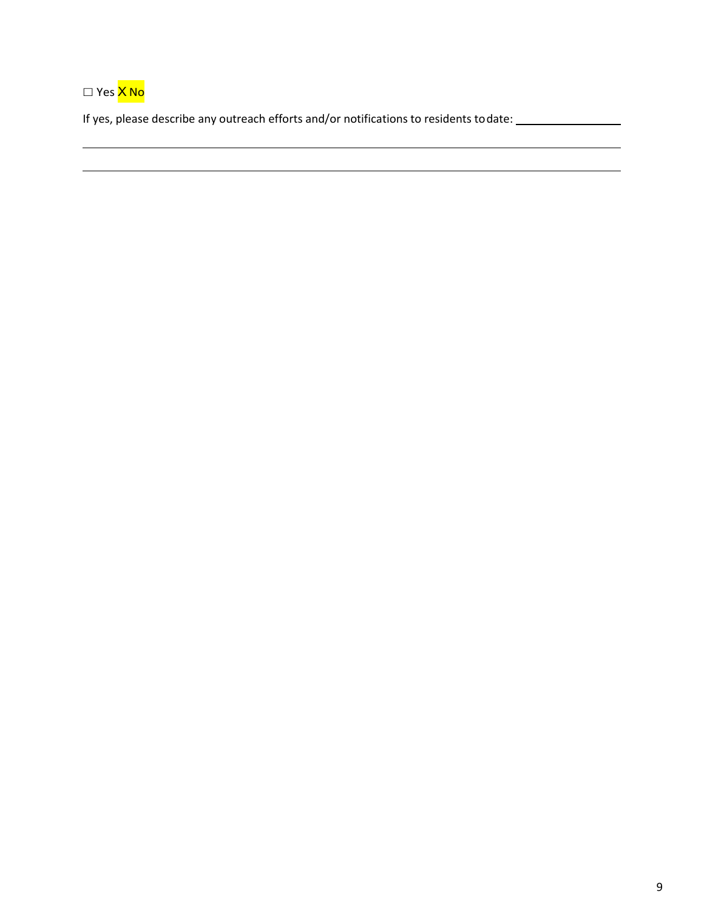☐ Yes X No

If yes, please describe any outreach efforts and/or notifications to residents to date: \_\_\_\_\_\_\_\_\_\_\_\_\_\_\_\_\_\_\_\_

\_\_\_\_\_\_\_\_\_\_\_\_\_\_\_\_\_\_\_\_\_\_\_\_\_\_\_\_\_\_\_\_\_\_\_\_\_\_\_\_\_\_\_\_\_\_\_\_\_\_\_\_\_\_\_\_\_\_\_\_\_\_\_\_\_\_\_\_\_\_\_\_\_\_\_\_\_\_\_\_\_\_

\_\_\_\_\_\_\_\_\_\_\_\_\_\_\_\_\_\_\_\_\_\_\_\_\_\_\_\_\_\_\_\_\_\_\_\_\_\_\_\_\_\_\_\_\_\_\_\_\_\_\_\_\_\_\_\_\_\_\_\_\_\_\_\_\_\_\_\_\_\_\_\_\_\_\_\_\_\_\_\_\_\_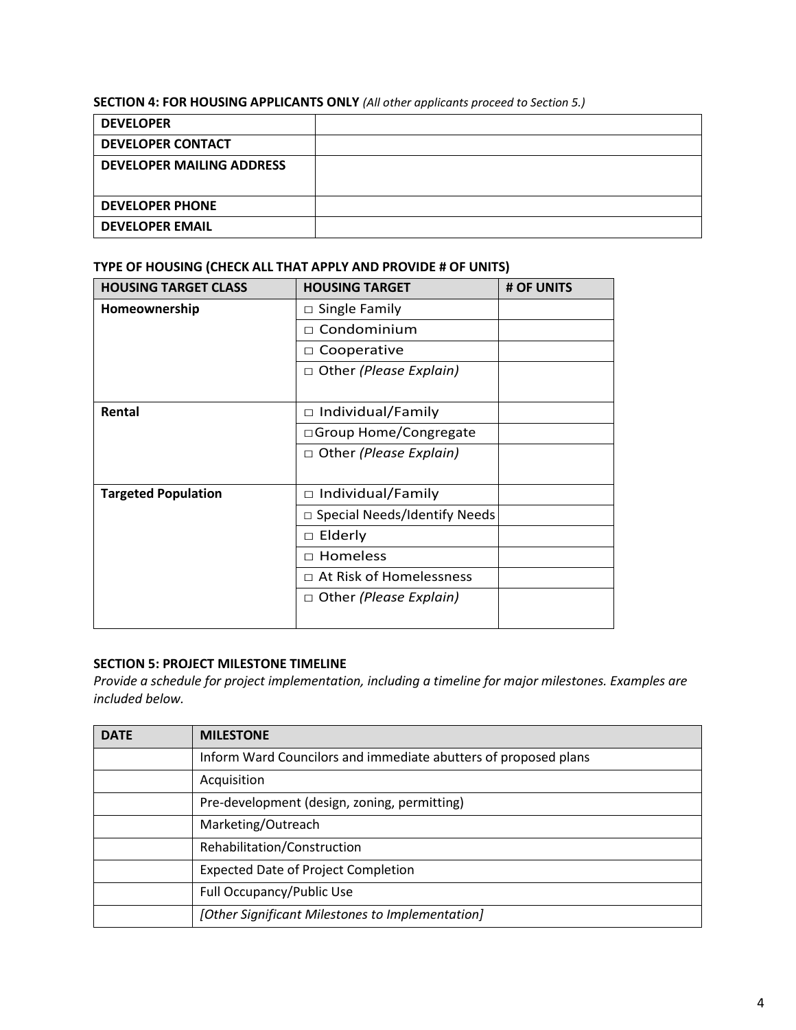**SECTION 4: FOR HOUSING APPLICANTS ONLY** *(All other applicants proceed to Section 5.)*

| | |
|---|---|
| **DEVELOPER** | |
| **DEVELOPER CONTACT** | |
| **DEVELOPER MAILING ADDRESS** | |
| **DEVELOPER PHONE** | |
| **DEVELOPER EMAIL** | |

**TYPE OF HOUSING (CHECK ALL THAT APPLY AND PROVIDE # OF UNITS)**

| HOUSING TARGET CLASS | HOUSING TARGET | # OF UNITS |
|---|---|---|
| **Homeownership** | □ Single Family | |
| | □ Condominium | |
| | □ Cooperative | |
| | □ Other *(Please Explain)* | |
| **Rental** | □ Individual/Family | |
| | □ Group Home/Congregate | |
| | □ Other *(Please Explain)* | |
| **Targeted Population** | □ Individual/Family | |
| | □ Special Needs/Identify Needs | |
| | □ Elderly | |
| | □ Homeless | |
| | □ At Risk of Homelessness | |
| | □ Other *(Please Explain)* | |

**SECTION 5: PROJECT MILESTONE TIMELINE**

*Provide a schedule for project implementation, including a timeline for major milestones. Examples are included below.*

| DATE | MILESTONE |
|---|---|
| | Inform Ward Councilors and immediate abutters of proposed plans |
| | Acquisition |
| | Pre-development (design, zoning, permitting) |
| | Marketing/Outreach |
| | Rehabilitation/Construction |
| | Expected Date of Project Completion |
| | Full Occupancy/Public Use |
| | *[Other Significant Milestones to Implementation]* |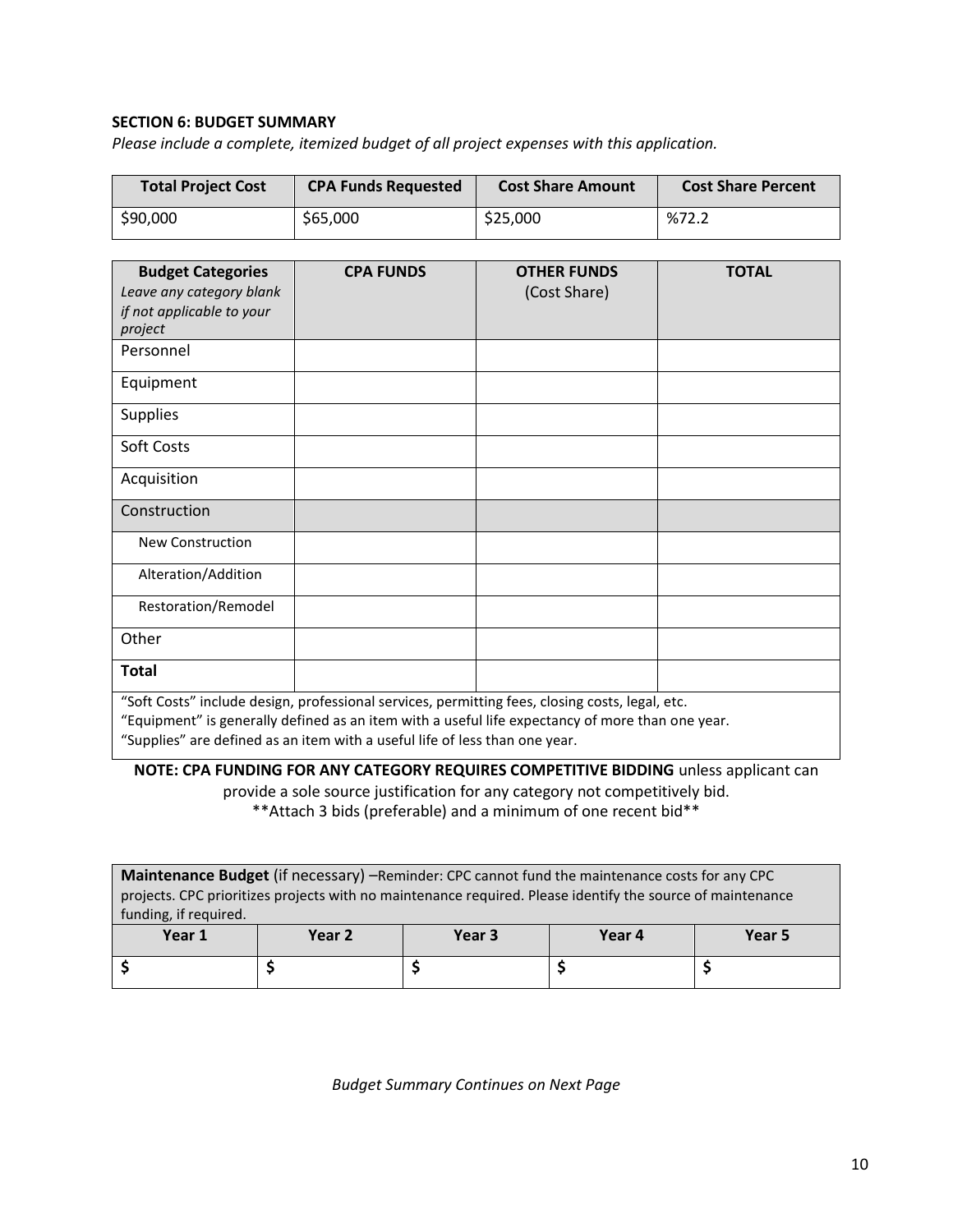**SECTION 6: BUDGET SUMMARY**

*Please include a complete, itemized budget of all project expenses with this application.*

| Total Project Cost | CPA Funds Requested | Cost Share Amount | Cost Share Percent |
|---|---|---|---|
| $90,000 | $65,000 | $25,000 | %72.2 |

| **Budget Categories** *Leave any category blank if not applicable to your project* | **CPA FUNDS** | **OTHER FUNDS** (Cost Share) | **TOTAL** |
|---|---|---|---|
| Personnel | | | |
| Equipment | | | |
| Supplies | | | |
| Soft Costs | | | |
| Acquisition | | | |
| Construction | | | |
| New Construction | | | |
| Alteration/Addition | | | |
| Restoration/Remodel | | | |
| Other | | | |
| **Total** | | | |

"Soft Costs" include design, professional services, permitting fees, closing costs, legal, etc.
"Equipment" is generally defined as an item with a useful life expectancy of more than one year.
"Supplies" are defined as an item with a useful life of less than one year.

**NOTE: CPA FUNDING FOR ANY CATEGORY REQUIRES COMPETITIVE BIDDING** unless applicant can provide a sole source justification for any category not competitively bid.
**Attach 3 bids (preferable) and a minimum of one recent bid**

**Maintenance Budget** (if necessary) –Reminder: CPC cannot fund the maintenance costs for any CPC projects. CPC prioritizes projects with no maintenance required. Please identify the source of maintenance funding, if required.

| Year 1 | Year 2 | Year 3 | Year 4 | Year 5 |
|---|---|---|---|---|
| **$** | **$** | **$** | **$** | **$** |

*Budget Summary Continues on Next Page*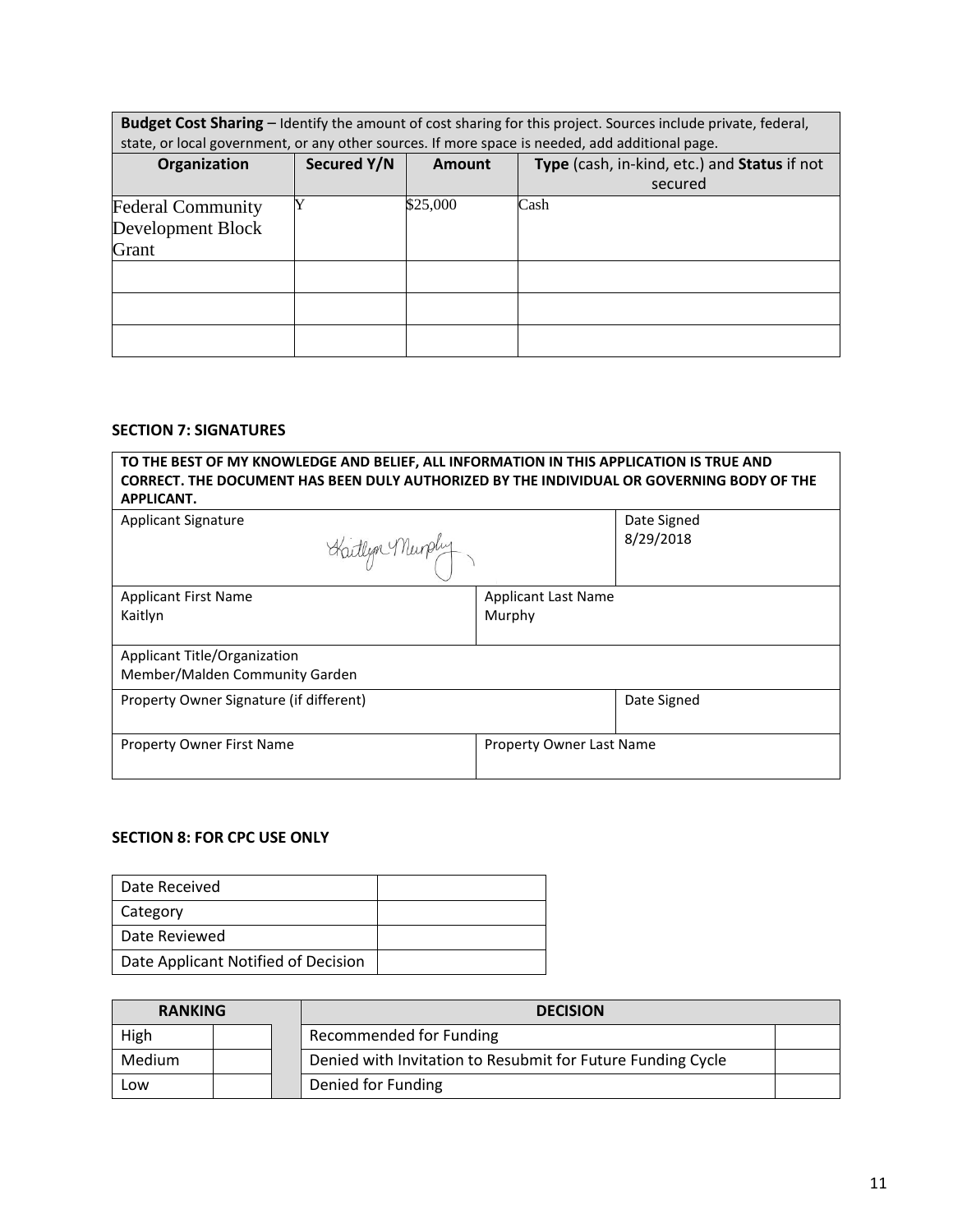| **Budget Cost Sharing** – Identify the amount of cost sharing for this project. Sources include private, federal, state, or local government, or any other sources. If more space is needed, add additional page. | | | |
|---|---|---|---|
| **Organization** | **Secured Y/N** | **Amount** | **Type** (cash, in-kind, etc.) and **Status** if not secured |
| Federal Community Development Block Grant | Y | $25,000 | Cash |
| | | | |
| | | | |
| | | | |

**SECTION 7: SIGNATURES**

| **TO THE BEST OF MY KNOWLEDGE AND BELIEF, ALL INFORMATION IN THIS APPLICATION IS TRUE AND CORRECT. THE DOCUMENT HAS BEEN DULY AUTHORIZED BY THE INDIVIDUAL OR GOVERNING BODY OF THE APPLICANT.** | | |
|---|---|---|
| Applicant Signature<br>Kaitlyn Murphy | | Date Signed<br>8/29/2018 |
| Applicant First Name<br>Kaitlyn | Applicant Last Name<br>Murphy | |
| Applicant Title/Organization<br>Member/Malden Community Garden | | |
| Property Owner Signature (if different) | | Date Signed |
| Property Owner First Name | Property Owner Last Name | |

**SECTION 8: FOR CPC USE ONLY**

| | |
|---|---|
| Date Received | |
| Category | |
| Date Reviewed | |
| Date Applicant Notified of Decision | |

| **RANKING** | | **DECISION** | |
|---|---|---|---|
| High | | Recommended for Funding | |
| Medium | | Denied with Invitation to Resubmit for Future Funding Cycle | |
| Low | | Denied for Funding | |